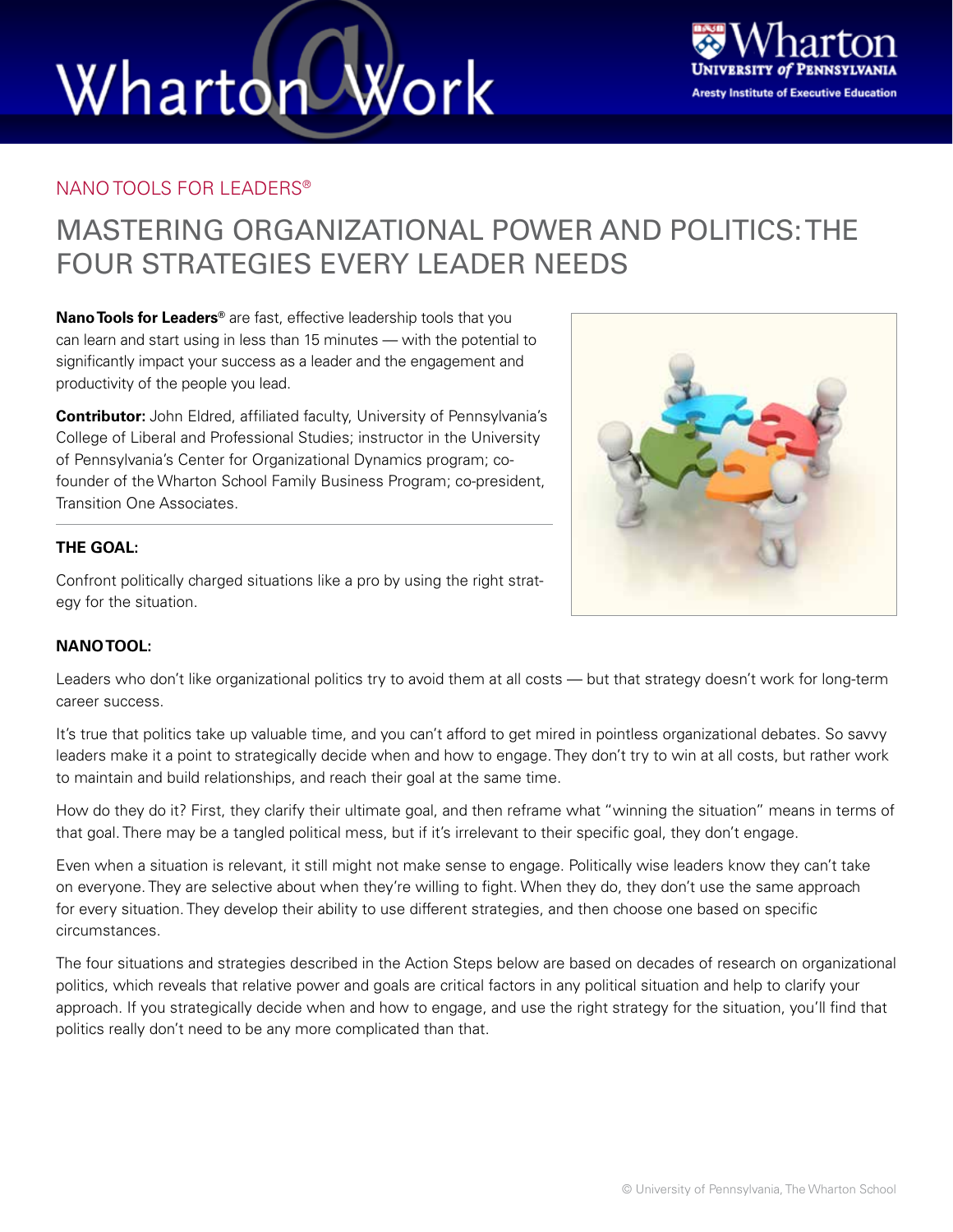NANO TOOLS FOR LEADERS®

# MASTERING ORGANIZATIONAL POWER AND POLITICS: THE FOUR STRATEGIES EVERY LEADER NEEDS

**Nano Tools for Leaders®** are fast, effective leadership tools that you can learn and start using in less than 15 minutes — with the potential to significantly impact your success as a leader and the engagement and productivity of the people you lead.

**Contributor:** John Eldred, affiliated faculty, University of Pennsylvania's College of Liberal and Professional Studies; instructor in the University of Pennsylvania's Center for Organizational Dynamics program; co-founder of the Wharton School Family Business Program; co-president, Transition One Associates.

**THE GOAL:**

Confront politically charged situations like a pro by using the right strategy for the situation.

**NANO TOOL:**

Leaders who don't like organizational politics try to avoid them at all costs — but that strategy doesn't work for long-term career success.

It's true that politics take up valuable time, and you can't afford to get mired in pointless organizational debates. So savvy leaders make it a point to strategically decide when and how to engage. They don't try to win at all costs, but rather work to maintain and build relationships, and reach their goal at the same time.

How do they do it? First, they clarify their ultimate goal, and then reframe what "winning the situation" means in terms of that goal. There may be a tangled political mess, but if it's irrelevant to their specific goal, they don't engage.

Even when a situation is relevant, it still might not make sense to engage. Politically wise leaders know they can't take on everyone. They are selective about when they're willing to fight. When they do, they don't use the same approach for every situation. They develop their ability to use different strategies, and then choose one based on specific circumstances.

The four situations and strategies described in the Action Steps below are based on decades of research on organizational politics, which reveals that relative power and goals are critical factors in any political situation and help to clarify your approach. If you strategically decide when and how to engage, and use the right strategy for the situation, you'll find that politics really don't need to be any more complicated than that.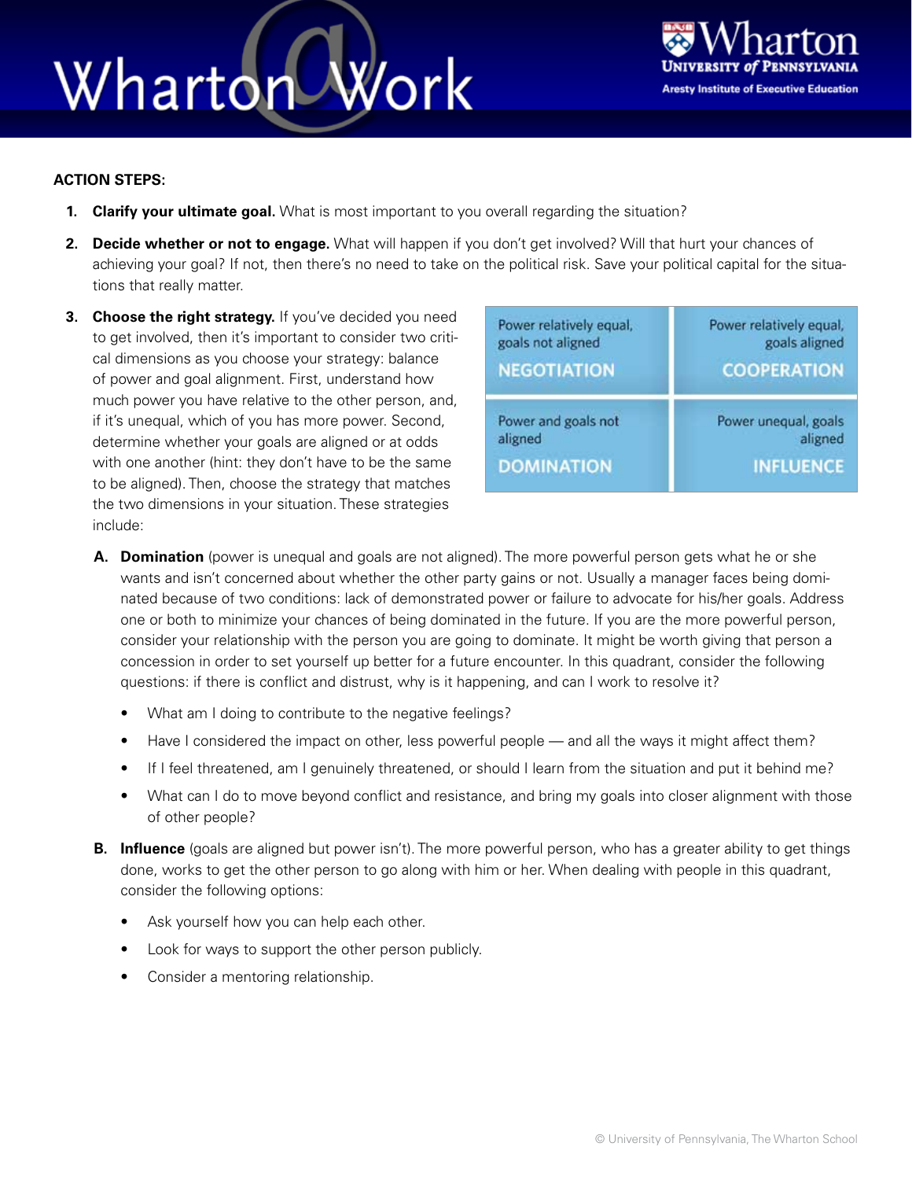**ACTION STEPS:**

1. **Clarify your ultimate goal.** What is most important to you overall regarding the situation?

2. **Decide whether or not to engage.** What will happen if you don't get involved? Will that hurt your chances of achieving your goal? If not, then there's no need to take on the political risk. Save your political capital for the situations that really matter.

3. **Choose the right strategy.** If you've decided you need to get involved, then it's important to consider two critical dimensions as you choose your strategy: balance of power and goal alignment. First, understand how much power you have relative to the other person, and, if it's unequal, which of you has more power. Second, determine whether your goals are aligned or at odds with one another (hint: they don't have to be the same to be aligned). Then, choose the strategy that matches the two dimensions in your situation. These strategies include:

| | |
|---|---|
| Power relatively equal, goals not aligned<br>**NEGOTIATION** | Power relatively equal, goals aligned<br>**COOPERATION** |
| Power and goals not aligned<br>**DOMINATION** | Power unequal, goals aligned<br>**INFLUENCE** |

   A. **Domination** (power is unequal and goals are not aligned). The more powerful person gets what he or she wants and isn't concerned about whether the other party gains or not. Usually a manager faces being dominated because of two conditions: lack of demonstrated power or failure to advocate for his/her goals. Address one or both to minimize your chances of being dominated in the future. If you are the more powerful person, consider your relationship with the person you are going to dominate. It might be worth giving that person a concession in order to set yourself up better for a future encounter. In this quadrant, consider the following questions: if there is conflict and distrust, why is it happening, and can I work to resolve it?

   - What am I doing to contribute to the negative feelings?
   - Have I considered the impact on other, less powerful people — and all the ways it might affect them?
   - If I feel threatened, am I genuinely threatened, or should I learn from the situation and put it behind me?
   - What can I do to move beyond conflict and resistance, and bring my goals into closer alignment with those of other people?

   B. **Influence** (goals are aligned but power isn't). The more powerful person, who has a greater ability to get things done, works to get the other person to go along with him or her. When dealing with people in this quadrant, consider the following options:

   - Ask yourself how you can help each other.
   - Look for ways to support the other person publicly.
   - Consider a mentoring relationship.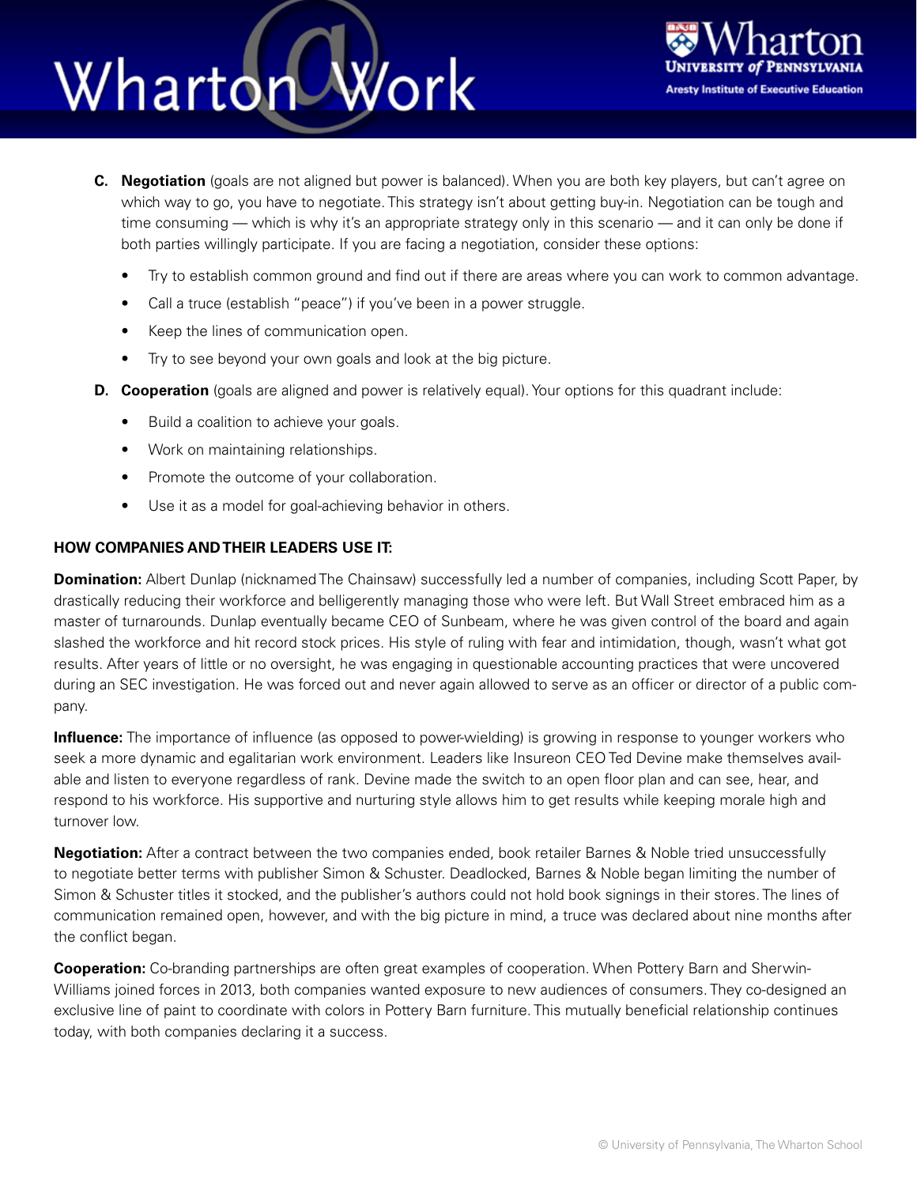C. **Negotiation** (goals are not aligned but power is balanced). When you are both key players, but can't agree on which way to go, you have to negotiate. This strategy isn't about getting buy-in. Negotiation can be tough and time consuming — which is why it's an appropriate strategy only in this scenario — and it can only be done if both parties willingly participate. If you are facing a negotiation, consider these options:

- Try to establish common ground and find out if there are areas where you can work to common advantage.
- Call a truce (establish "peace") if you've been in a power struggle.
- Keep the lines of communication open.
- Try to see beyond your own goals and look at the big picture.

D. **Cooperation** (goals are aligned and power is relatively equal). Your options for this quadrant include:

- Build a coalition to achieve your goals.
- Work on maintaining relationships.
- Promote the outcome of your collaboration.
- Use it as a model for goal-achieving behavior in others.

**HOW COMPANIES AND THEIR LEADERS USE IT:**

**Domination:** Albert Dunlap (nicknamed The Chainsaw) successfully led a number of companies, including Scott Paper, by drastically reducing their workforce and belligerently managing those who were left. But Wall Street embraced him as a master of turnarounds. Dunlap eventually became CEO of Sunbeam, where he was given control of the board and again slashed the workforce and hit record stock prices. His style of ruling with fear and intimidation, though, wasn't what got results. After years of little or no oversight, he was engaging in questionable accounting practices that were uncovered during an SEC investigation. He was forced out and never again allowed to serve as an officer or director of a public company.

**Influence:** The importance of influence (as opposed to power-wielding) is growing in response to younger workers who seek a more dynamic and egalitarian work environment. Leaders like Insureon CEO Ted Devine make themselves available and listen to everyone regardless of rank. Devine made the switch to an open floor plan and can see, hear, and respond to his workforce. His supportive and nurturing style allows him to get results while keeping morale high and turnover low.

**Negotiation:** After a contract between the two companies ended, book retailer Barnes & Noble tried unsuccessfully to negotiate better terms with publisher Simon & Schuster. Deadlocked, Barnes & Noble began limiting the number of Simon & Schuster titles it stocked, and the publisher's authors could not hold book signings in their stores. The lines of communication remained open, however, and with the big picture in mind, a truce was declared about nine months after the conflict began.

**Cooperation:** Co-branding partnerships are often great examples of cooperation. When Pottery Barn and Sherwin-Williams joined forces in 2013, both companies wanted exposure to new audiences of consumers. They co-designed an exclusive line of paint to coordinate with colors in Pottery Barn furniture. This mutually beneficial relationship continues today, with both companies declaring it a success.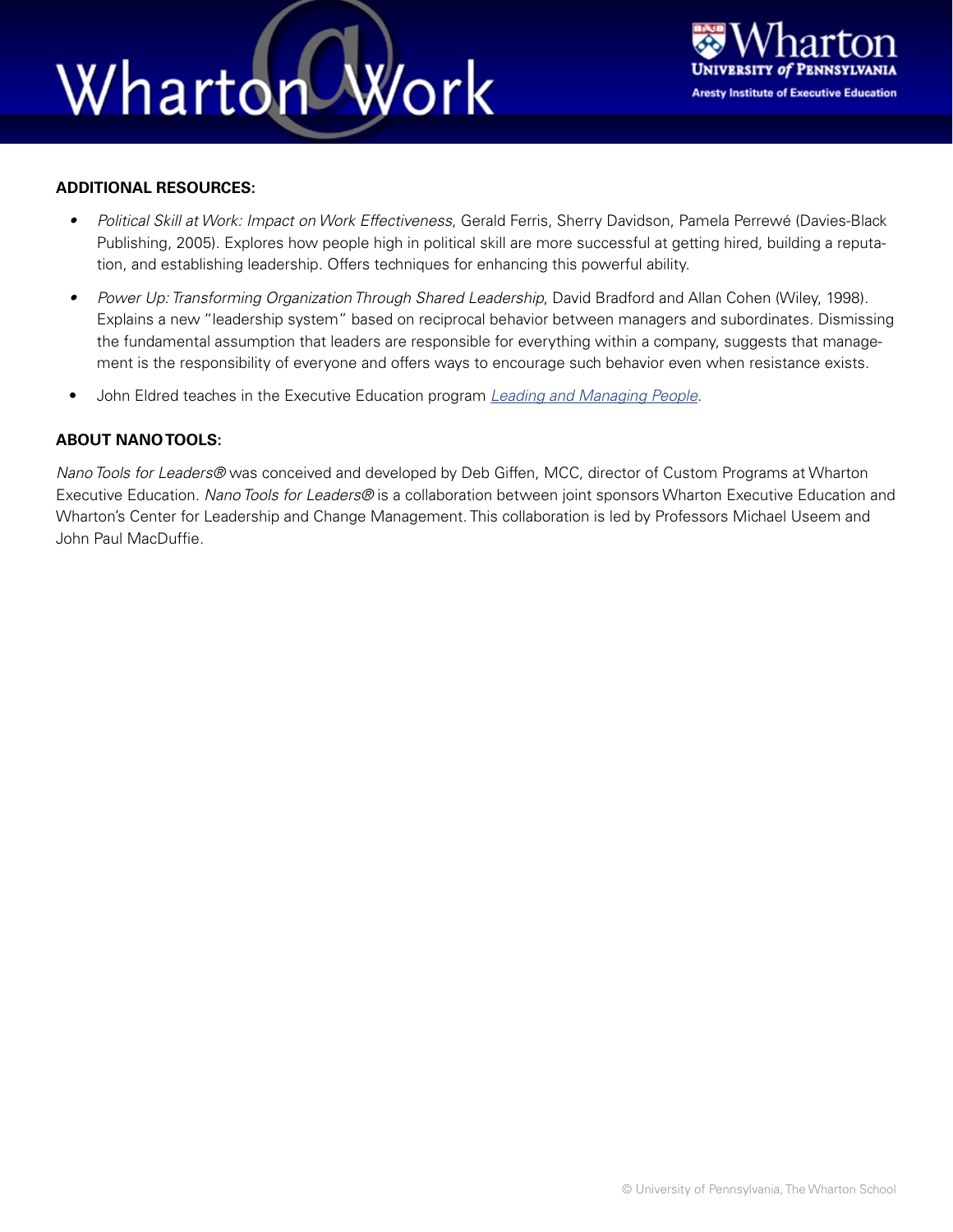**ADDITIONAL RESOURCES:**

- *Political Skill at Work: Impact on Work Effectiveness*, Gerald Ferris, Sherry Davidson, Pamela Perrewé (Davies-Black Publishing, 2005). Explores how people high in political skill are more successful at getting hired, building a reputation, and establishing leadership. Offers techniques for enhancing this powerful ability.
- *Power Up: Transforming Organization Through Shared Leadership*, David Bradford and Allan Cohen (Wiley, 1998). Explains a new "leadership system" based on reciprocal behavior between managers and subordinates. Dismissing the fundamental assumption that leaders are responsible for everything within a company, suggests that management is the responsibility of everyone and offers ways to encourage such behavior even when resistance exists.
- John Eldred teaches in the Executive Education program *Leading and Managing People*.

**ABOUT NANO TOOLS:**

*Nano Tools for Leaders®* was conceived and developed by Deb Giffen, MCC, director of Custom Programs at Wharton Executive Education. *Nano Tools for Leaders®* is a collaboration between joint sponsors Wharton Executive Education and Wharton's Center for Leadership and Change Management. This collaboration is led by Professors Michael Useem and John Paul MacDuffie.